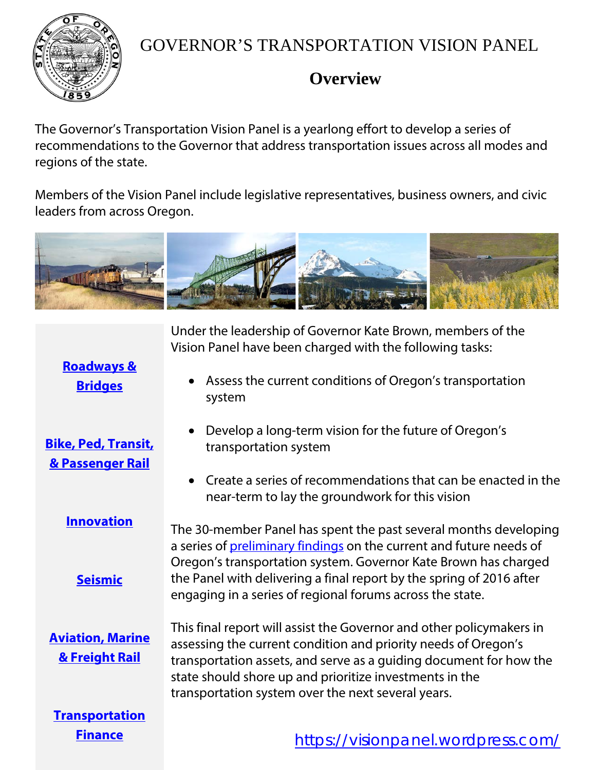# GOVERNOR'S TRANSPORTATION VISION PANEL

## Overview

The Governor's Transportation Vision Panel is a yearlong effort to develop a series of recommendations to the Governor that address transportation issues across all modes and regions of the state.

Members of the Vision Panel include legislative representatives, business owners, and civic leaders from across Oregon.

**Roadways & Bridges**

**Bike, Ped, Transit, & Passenger Rail**

**Innovation**

**Seismic**

**Aviation, Marine & Freight Rail**

**Transportation Finance**

Under the leadership of Governor Kate Brown, members of the Vision Panel have been charged with the following tasks:

- Assess the current conditions of Oregon's transportation system
- Develop a long-term vision for the future of Oregon's transportation system
- Create a series of recommendations that can be enacted in the near-term to lay the groundwork for this vision

The 30-member Panel has spent the past several months developing a series of preliminary findings on the current and future needs of Oregon's transportation system. Governor Kate Brown has charged the Panel with delivering a final report by the spring of 2016 after engaging in a series of regional forums across the state.

This final report will assist the Governor and other policymakers in assessing the current condition and priority needs of Oregon's transportation assets, and serve as a guiding document for how the state should shore up and prioritize investments in the transportation system over the next several years.

https://visionpanel.wordpress.com/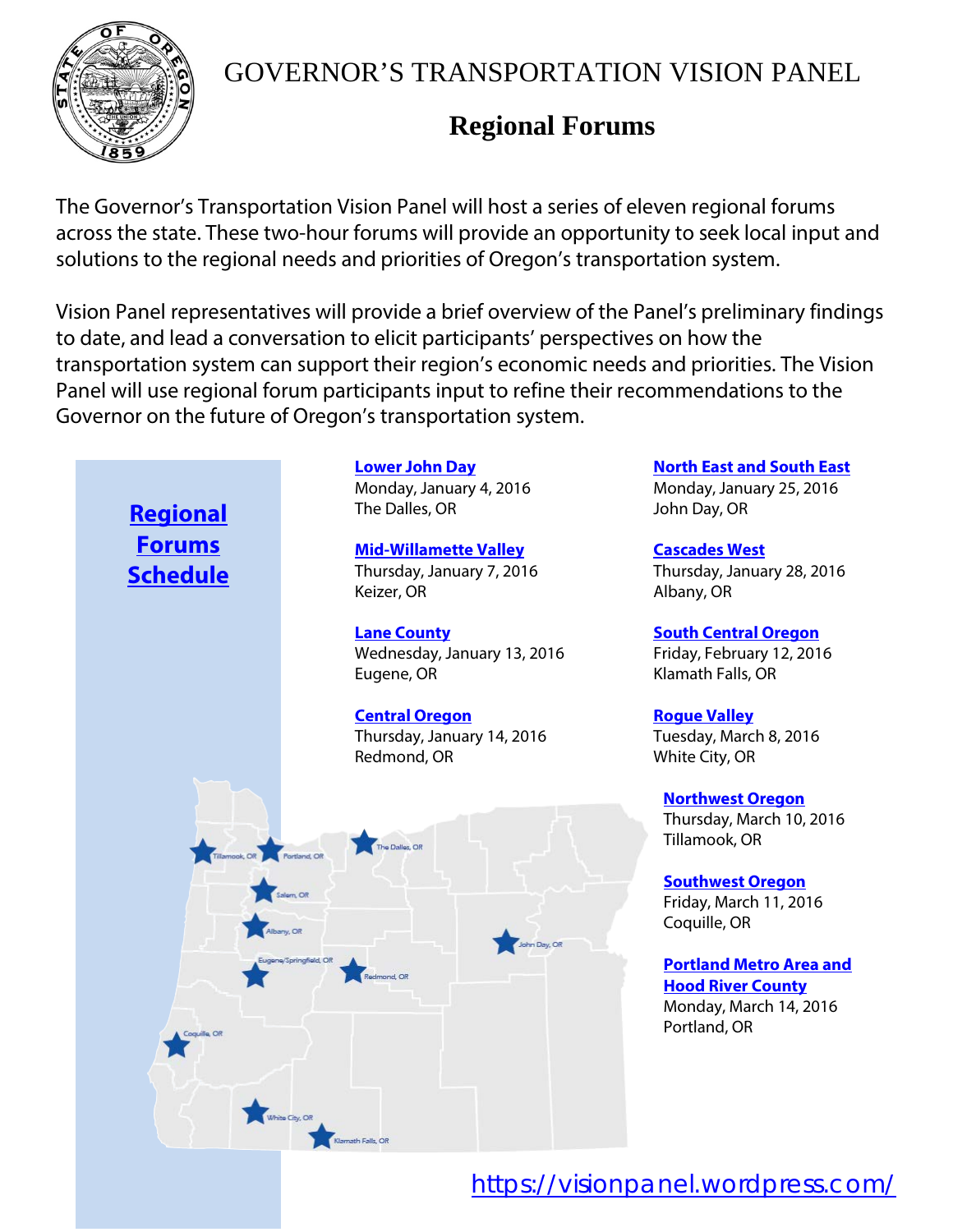# GOVERNOR'S TRANSPORTATION VISION PANEL

## Regional Forums

The Governor's Transportation Vision Panel will host a series of eleven regional forums across the state. These two-hour forums will provide an opportunity to seek local input and solutions to the regional needs and priorities of Oregon's transportation system.

Vision Panel representatives will provide a brief overview of the Panel's preliminary findings to date, and lead a conversation to elicit participants' perspectives on how the transportation system can support their region's economic needs and priorities. The Vision Panel will use regional forum participants input to refine their recommendations to the Governor on the future of Oregon's transportation system.

### Regional Forums Schedule

**Lower John Day**
Monday, January 4, 2016
The Dalles, OR

**Mid-Willamette Valley**
Thursday, January 7, 2016
Keizer, OR

**Lane County**
Wednesday, January 13, 2016
Eugene, OR

**Central Oregon**
Thursday, January 14, 2016
Redmond, OR

**North East and South East**
Monday, January 25, 2016
John Day, OR

**Cascades West**
Thursday, January 28, 2016
Albany, OR

**South Central Oregon**
Friday, February 12, 2016
Klamath Falls, OR

**Rogue Valley**
Tuesday, March 8, 2016
White City, OR

**Northwest Oregon**
Thursday, March 10, 2016
Tillamook, OR

**Southwest Oregon**
Friday, March 11, 2016
Coquille, OR

**Portland Metro Area and Hood River County**
Monday, March 14, 2016
Portland, OR

Tillamook, OR
Portland, OR
The Dalles, OR
Salem, OR
Albany, OR
Eugene/Springfield, OR
Redmond, OR
John Day, OR
Coquille, OR
White City, OR
Klamath Falls, OR

https://visionpanel.wordpress.com/